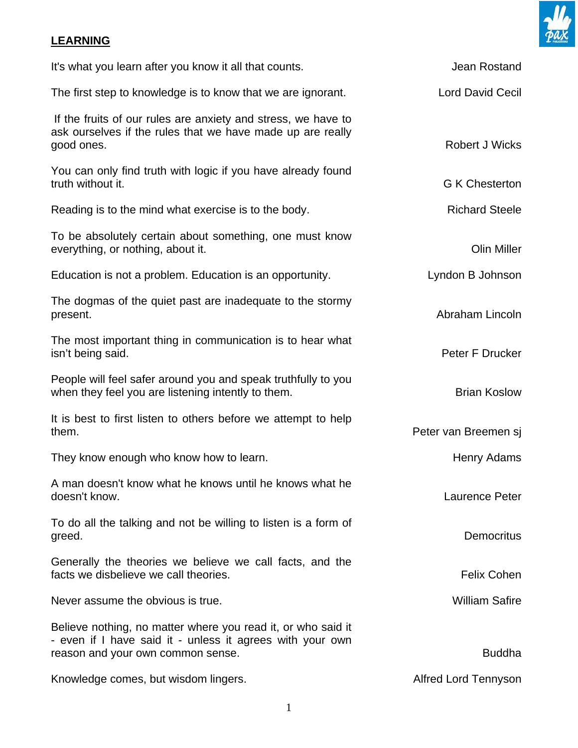## LEARNING

| | |
|---|---|
| It's what you learn after you know it all that counts. | Jean Rostand |
| The first step to knowledge is to know that we are ignorant. | Lord David Cecil |
| If the fruits of our rules are anxiety and stress, we have to ask ourselves if the rules that we have made up are really good ones. | Robert J Wicks |
| You can only find truth with logic if you have already found truth without it. | G K Chesterton |
| Reading is to the mind what exercise is to the body. | Richard Steele |
| To be absolutely certain about something, one must know everything, or nothing, about it. | Olin Miller |
| Education is not a problem. Education is an opportunity. | Lyndon B Johnson |
| The dogmas of the quiet past are inadequate to the stormy present. | Abraham Lincoln |
| The most important thing in communication is to hear what isn't being said. | Peter F Drucker |
| People will feel safer around you and speak truthfully to you when they feel you are listening intently to them. | Brian Koslow |
| It is best to first listen to others before we attempt to help them. | Peter van Breemen sj |
| They know enough who know how to learn. | Henry Adams |
| A man doesn't know what he knows until he knows what he doesn't know. | Laurence Peter |
| To do all the talking and not be willing to listen is a form of greed. | Democritus |
| Generally the theories we believe we call facts, and the facts we disbelieve we call theories. | Felix Cohen |
| Never assume the obvious is true. | William Safire |
| Believe nothing, no matter where you read it, or who said it - even if I have said it - unless it agrees with your own reason and your own common sense. | Buddha |
| Knowledge comes, but wisdom lingers. | Alfred Lord Tennyson |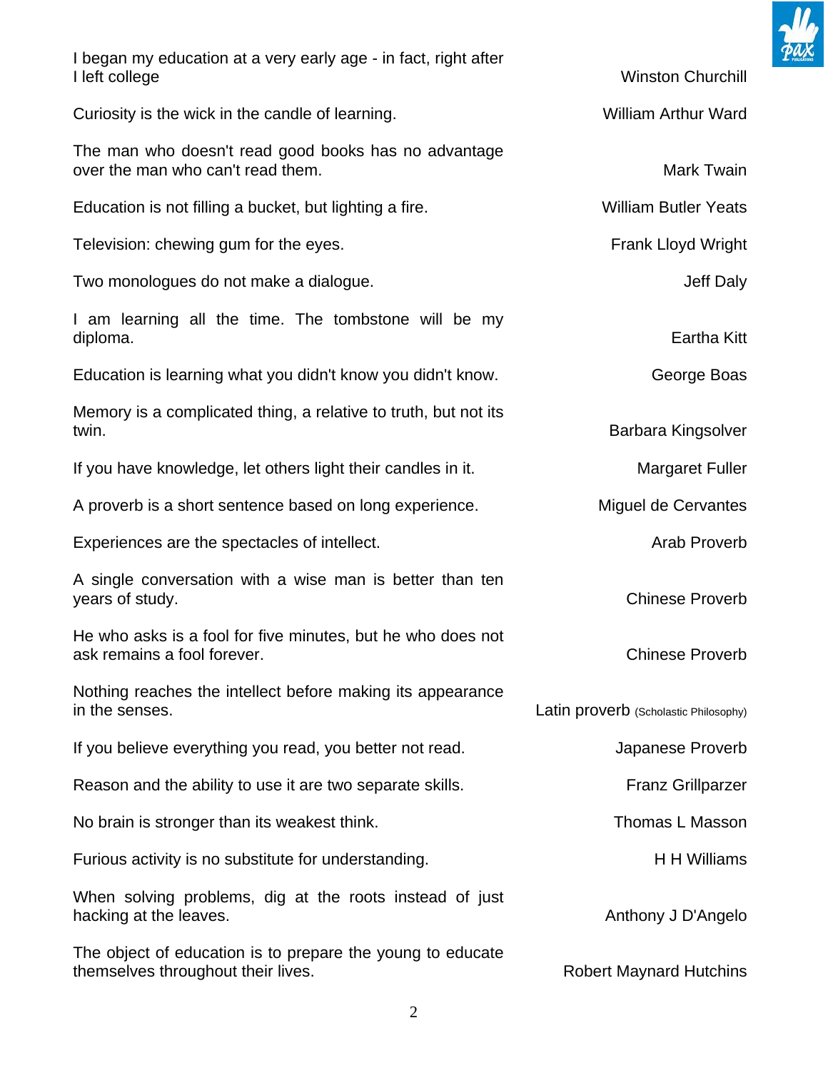| | |
|---|---|
| I began my education at a very early age - in fact, right after I left college | Winston Churchill |
| Curiosity is the wick in the candle of learning. | William Arthur Ward |
| The man who doesn't read good books has no advantage over the man who can't read them. | Mark Twain |
| Education is not filling a bucket, but lighting a fire. | William Butler Yeats |
| Television: chewing gum for the eyes. | Frank Lloyd Wright |
| Two monologues do not make a dialogue. | Jeff Daly |
| I am learning all the time. The tombstone will be my diploma. | Eartha Kitt |
| Education is learning what you didn't know you didn't know. | George Boas |
| Memory is a complicated thing, a relative to truth, but not its twin. | Barbara Kingsolver |
| If you have knowledge, let others light their candles in it. | Margaret Fuller |
| A proverb is a short sentence based on long experience. | Miguel de Cervantes |
| Experiences are the spectacles of intellect. | Arab Proverb |
| A single conversation with a wise man is better than ten years of study. | Chinese Proverb |
| He who asks is a fool for five minutes, but he who does not ask remains a fool forever. | Chinese Proverb |
| Nothing reaches the intellect before making its appearance in the senses. | Latin proverb (Scholastic Philosophy) |
| If you believe everything you read, you better not read. | Japanese Proverb |
| Reason and the ability to use it are two separate skills. | Franz Grillparzer |
| No brain is stronger than its weakest think. | Thomas L Masson |
| Furious activity is no substitute for understanding. | H H Williams |
| When solving problems, dig at the roots instead of just hacking at the leaves. | Anthony J D'Angelo |
| The object of education is to prepare the young to educate themselves throughout their lives. | Robert Maynard Hutchins |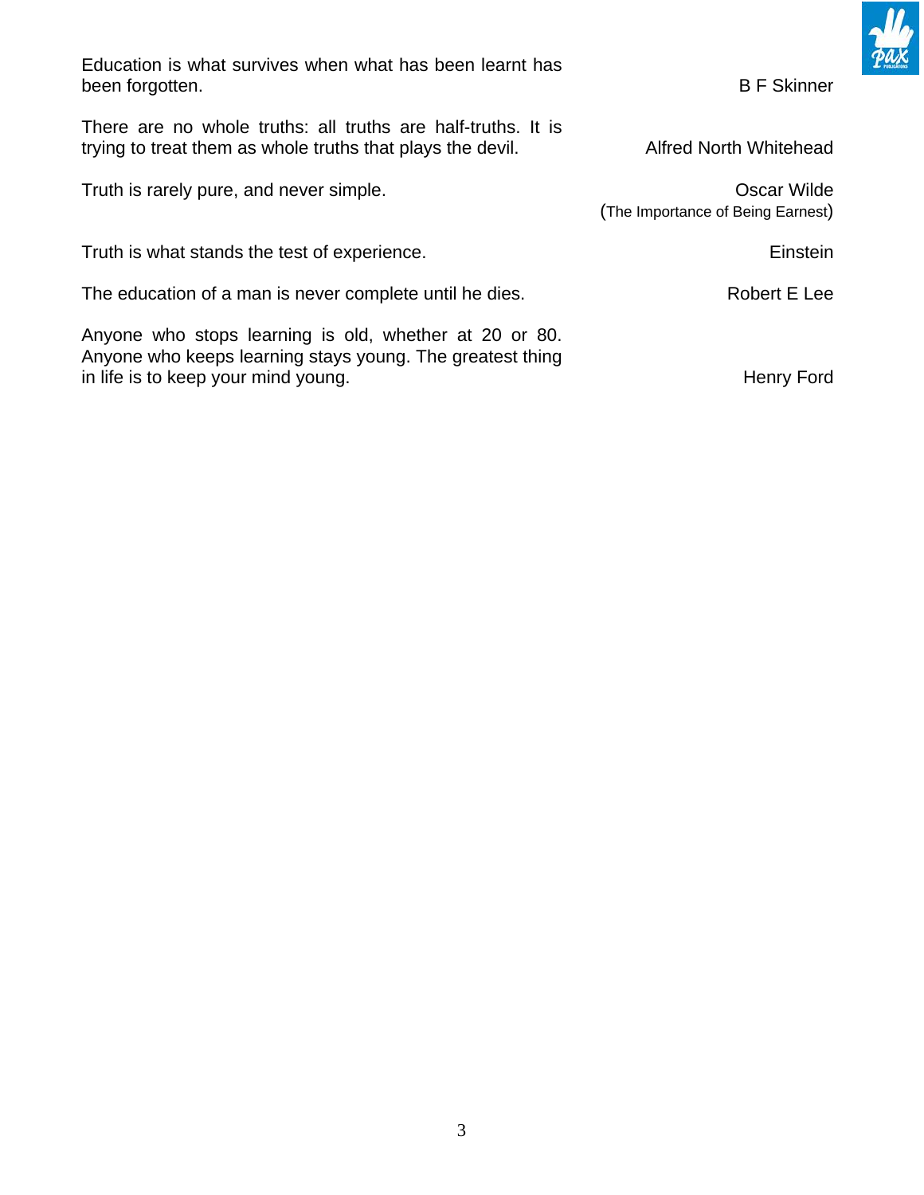Education is what survives when what has been learnt has been forgotten. — B F Skinner

There are no whole truths: all truths are half-truths. It is trying to treat them as whole truths that plays the devil. — Alfred North Whitehead

Truth is rarely pure, and never simple. — Oscar Wilde (The Importance of Being Earnest)

Truth is what stands the test of experience. — Einstein

The education of a man is never complete until he dies. — Robert E Lee

Anyone who stops learning is old, whether at 20 or 80. Anyone who keeps learning stays young. The greatest thing in life is to keep your mind young. — Henry Ford